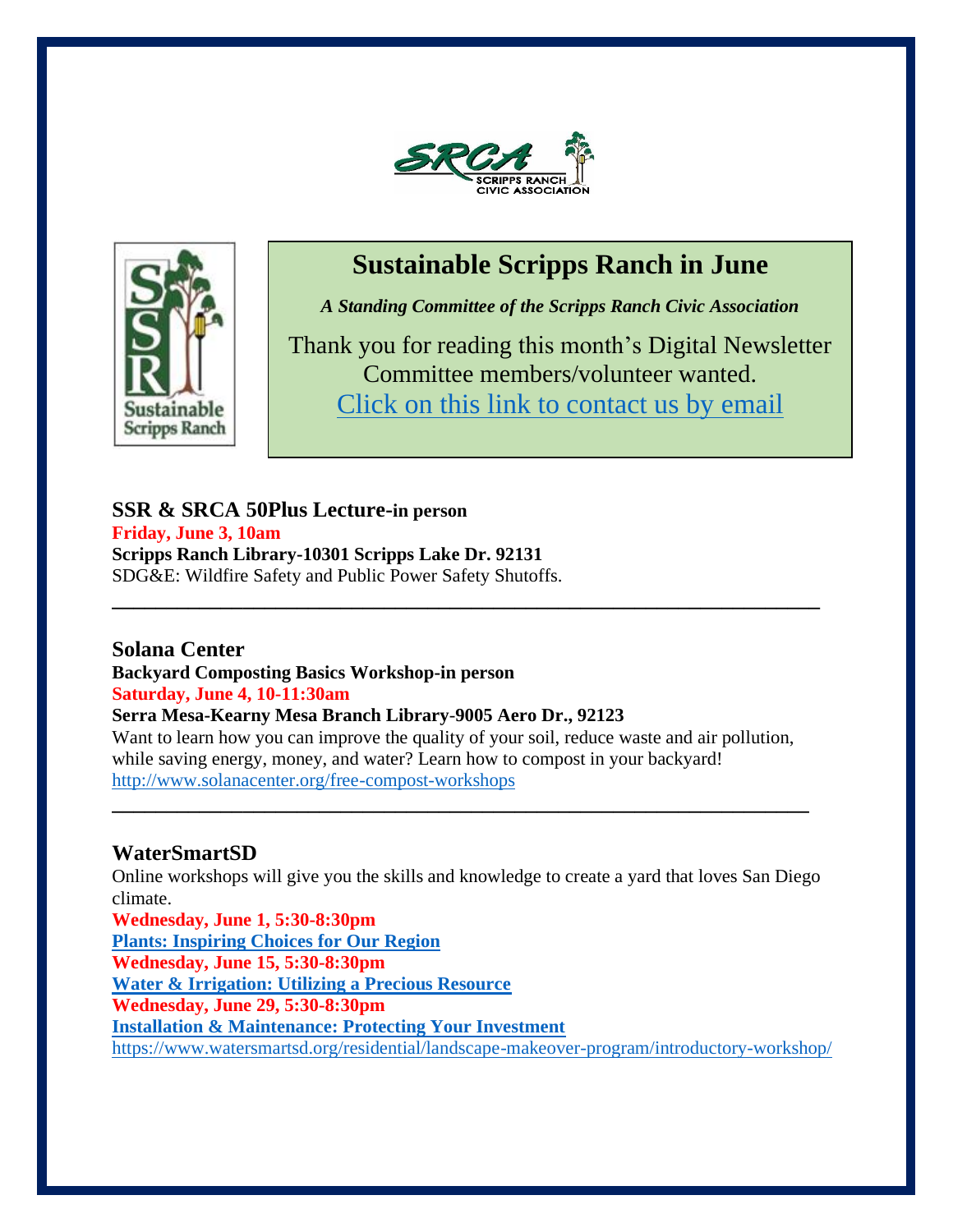# Sustainable Scripps Ranch in June

***A Standing Committee of the Scripps Ranch Civic Association***

Thank you for reading this month's Digital Newsletter
Committee members/volunteer wanted.
Click on this link to contact us by email

---

**SSR & SRCA 50Plus Lecture-in person**
**Friday, June 3, 10am**
**Scripps Ranch Library-10301 Scripps Lake Dr. 92131**
SDG&E: Wildfire Safety and Public Power Safety Shutoffs.

---

**Solana Center**
**Backyard Composting Basics Workshop-in person**
**Saturday, June 4, 10-11:30am**
**Serra Mesa-Kearny Mesa Branch Library-9005 Aero Dr., 92123**
Want to learn how you can improve the quality of your soil, reduce waste and air pollution, while saving energy, money, and water? Learn how to compost in your backyard!
http://www.solanacenter.org/free-compost-workshops

---

**WaterSmartSD**
Online workshops will give you the skills and knowledge to create a yard that loves San Diego climate.
**Wednesday, June 1, 5:30-8:30pm**
**Plants: Inspiring Choices for Our Region**
**Wednesday, June 15, 5:30-8:30pm**
**Water & Irrigation: Utilizing a Precious Resource**
**Wednesday, June 29, 5:30-8:30pm**
**Installation & Maintenance: Protecting Your Investment**
https://www.watersmartsd.org/residential/landscape-makeover-program/introductory-workshop/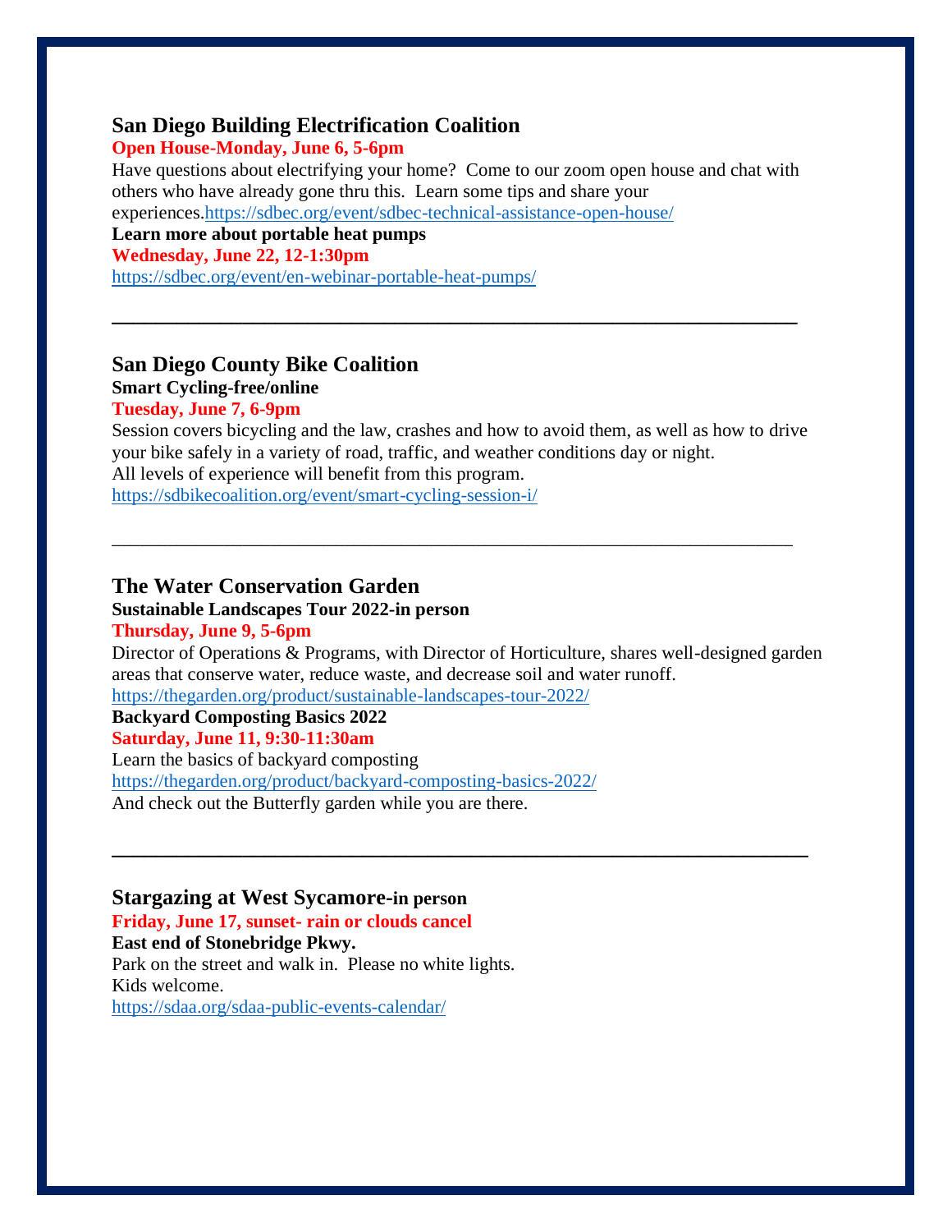## San Diego Building Electrification Coalition

**Open House-Monday, June 6, 5-6pm**

Have questions about electrifying your home? Come to our zoom open house and chat with others who have already gone thru this. Learn some tips and share your experiences.https://sdbec.org/event/sdbec-technical-assistance-open-house/

**Learn more about portable heat pumps**

**Wednesday, June 22, 12-1:30pm**

https://sdbec.org/event/en-webinar-portable-heat-pumps/

---

## San Diego County Bike Coalition

**Smart Cycling-free/online**

**Tuesday, June 7, 6-9pm**

Session covers bicycling and the law, crashes and how to avoid them, as well as how to drive your bike safely in a variety of road, traffic, and weather conditions day or night.
All levels of experience will benefit from this program.
https://sdbikecoalition.org/event/smart-cycling-session-i/

---

## The Water Conservation Garden

**Sustainable Landscapes Tour 2022-in person**

**Thursday, June 9, 5-6pm**

Director of Operations & Programs, with Director of Horticulture, shares well-designed garden areas that conserve water, reduce waste, and decrease soil and water runoff.
https://thegarden.org/product/sustainable-landscapes-tour-2022/

**Backyard Composting Basics 2022**

**Saturday, June 11, 9:30-11:30am**

Learn the basics of backyard composting
https://thegarden.org/product/backyard-composting-basics-2022/
And check out the Butterfly garden while you are there.

---

## Stargazing at West Sycamore-in person

**Friday, June 17, sunset- rain or clouds cancel**

**East end of Stonebridge Pkwy.**

Park on the street and walk in. Please no white lights.
Kids welcome.
https://sdaa.org/sdaa-public-events-calendar/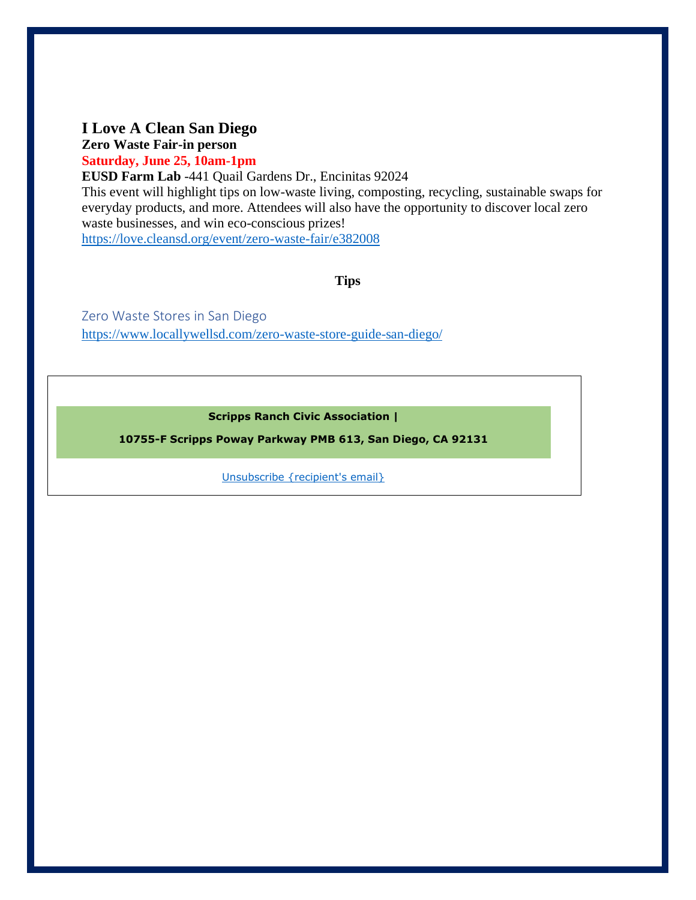## I Love A Clean San Diego

**Zero Waste Fair-in person**

**Saturday, June 25, 10am-1pm**

**EUSD Farm Lab** -441 Quail Gardens Dr., Encinitas 92024

This event will highlight tips on low-waste living, composting, recycling, sustainable swaps for everyday products, and more. Attendees will also have the opportunity to discover local zero waste businesses, and win eco-conscious prizes!

https://love.cleansd.org/event/zero-waste-fair/e382008

**Tips**

Zero Waste Stores in San Diego

https://www.locallywellsd.com/zero-waste-store-guide-san-diego/

**Scripps Ranch Civic Association |**

**10755-F Scripps Poway Parkway PMB 613, San Diego, CA 92131**

Unsubscribe {recipient's email}